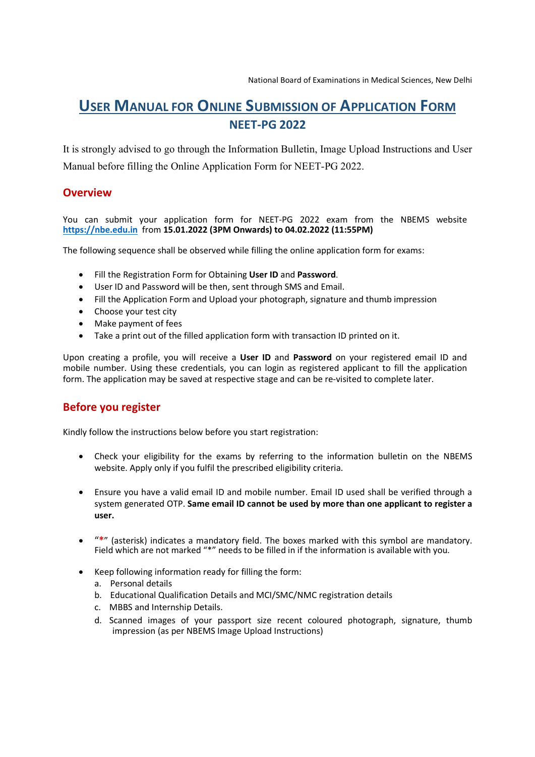National Board of Examinations in Medical Sciences, New Delhi

# USER MANUAL FOR ONLINE SUBMISSION OF APPLICATION FORM

## NEET-PG 2022

It is strongly advised to go through the Information Bulletin, Image Upload Instructions and User Manual before filling the Online Application Form for NEET-PG 2022.

## Overview

You can submit your application form for NEET-PG 2022 exam from the NBEMS website https://nbe.edu.in from **15.01.2022 (3PM Onwards) to 04.02.2022 (11:55PM)**

The following sequence shall be observed while filling the online application form for exams:

- Fill the Registration Form for Obtaining **User ID** and **Password**.
- User ID and Password will be then, sent through SMS and Email.
- Fill the Application Form and Upload your photograph, signature and thumb impression
- Choose your test city
- Make payment of fees
- Take a print out of the filled application form with transaction ID printed on it.

Upon creating a profile, you will receive a **User ID** and **Password** on your registered email ID and mobile number. Using these credentials, you can login as registered applicant to fill the application form. The application may be saved at respective stage and can be re-visited to complete later.

## Before you register

Kindly follow the instructions below before you start registration:

- Check your eligibility for the exams by referring to the information bulletin on the NBEMS website. Apply only if you fulfil the prescribed eligibility criteria.

- Ensure you have a valid email ID and mobile number. Email ID used shall be verified through a system generated OTP. **Same email ID cannot be used by more than one applicant to register a user.**

- "*" (asterisk) indicates a mandatory field. The boxes marked with this symbol are mandatory. Field which are not marked "*" needs to be filled in if the information is available with you.

- Keep following information ready for filling the form:
  a. Personal details
  b. Educational Qualification Details and MCI/SMC/NMC registration details
  c. MBBS and Internship Details.
  d. Scanned images of your passport size recent coloured photograph, signature, thumb impression (as per NBEMS Image Upload Instructions)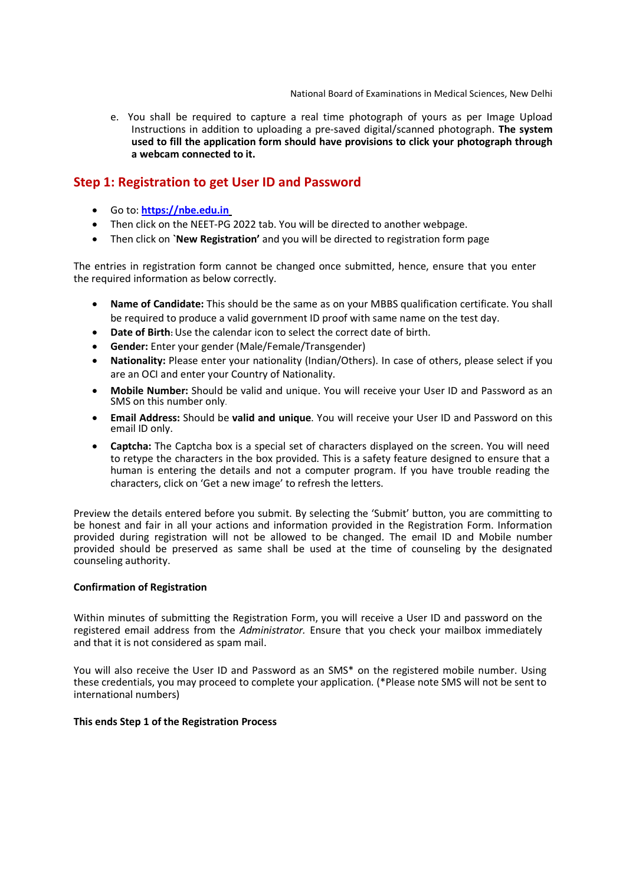e. You shall be required to capture a real time photograph of yours as per Image Upload Instructions in addition to uploading a pre-saved digital/scanned photograph. **The system used to fill the application form should have provisions to click your photograph through a webcam connected to it.**

## Step 1: Registration to get User ID and Password

- Go to: **https://nbe.edu.in**
- Then click on the NEET-PG 2022 tab. You will be directed to another webpage.
- Then click on **`New Registration'** and you will be directed to registration form page

The entries in registration form cannot be changed once submitted, hence, ensure that you enter the required information as below correctly.

- **Name of Candidate:** This should be the same as on your MBBS qualification certificate. You shall be required to produce a valid government ID proof with same name on the test day.
- **Date of Birth**: Use the calendar icon to select the correct date of birth.
- **Gender:** Enter your gender (Male/Female/Transgender)
- **Nationality:** Please enter your nationality (Indian/Others). In case of others, please select if you are an OCI and enter your Country of Nationality.
- **Mobile Number:** Should be valid and unique. You will receive your User ID and Password as an SMS on this number only.
- **Email Address:** Should be **valid and unique**. You will receive your User ID and Password on this email ID only.
- **Captcha:** The Captcha box is a special set of characters displayed on the screen. You will need to retype the characters in the box provided. This is a safety feature designed to ensure that a human is entering the details and not a computer program. If you have trouble reading the characters, click on 'Get a new image' to refresh the letters.

Preview the details entered before you submit. By selecting the 'Submit' button, you are committing to be honest and fair in all your actions and information provided in the Registration Form. Information provided during registration will not be allowed to be changed. The email ID and Mobile number provided should be preserved as same shall be used at the time of counseling by the designated counseling authority.

**Confirmation of Registration**

Within minutes of submitting the Registration Form, you will receive a User ID and password on the registered email address from the *Administrator.* Ensure that you check your mailbox immediately and that it is not considered as spam mail.

You will also receive the User ID and Password as an SMS* on the registered mobile number. Using these credentials, you may proceed to complete your application. (*Please note SMS will not be sent to international numbers)

**This ends Step 1 of the Registration Process**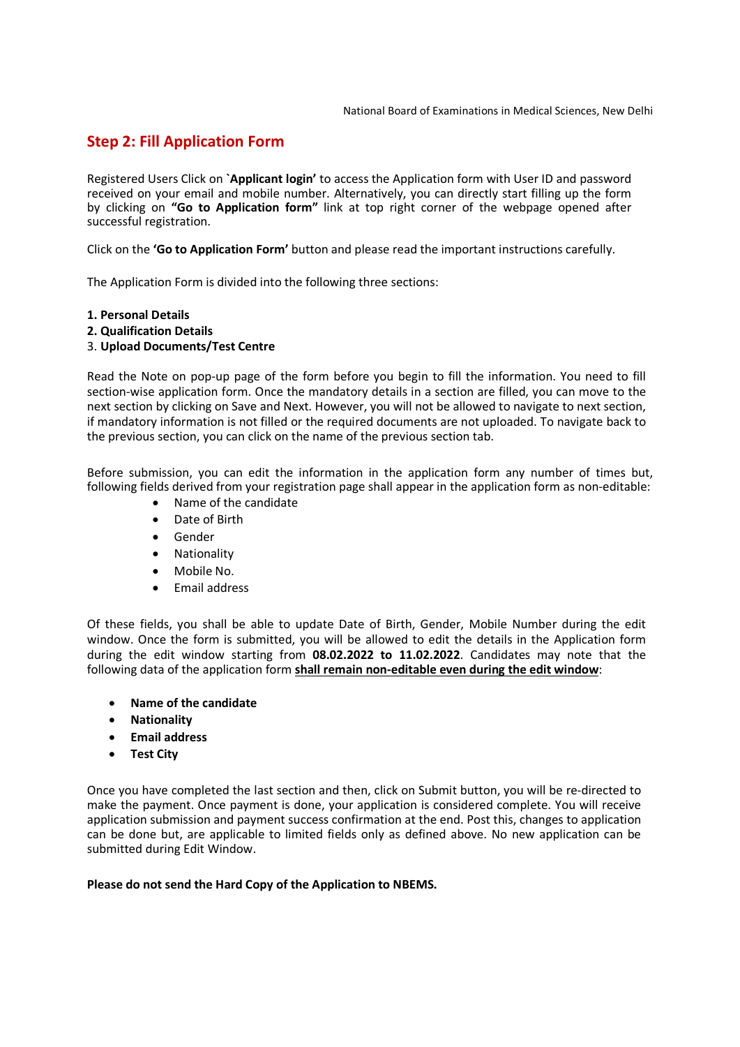## Step 2: Fill Application Form

Registered Users Click on `**Applicant login'** to access the Application form with User ID and password received on your email and mobile number. Alternatively, you can directly start filling up the form by clicking on **"Go to Application form"** link at top right corner of the webpage opened after successful registration.

Click on the **'Go to Application Form'** button and please read the important instructions carefully.

The Application Form is divided into the following three sections:

1. **Personal Details**
2. **Qualification Details**
3. **Upload Documents/Test Centre**

Read the Note on pop-up page of the form before you begin to fill the information. You need to fill section-wise application form. Once the mandatory details in a section are filled, you can move to the next section by clicking on Save and Next. However, you will not be allowed to navigate to next section, if mandatory information is not filled or the required documents are not uploaded. To navigate back to the previous section, you can click on the name of the previous section tab.

Before submission, you can edit the information in the application form any number of times but, following fields derived from your registration page shall appear in the application form as non-editable:

- Name of the candidate
- Date of Birth
- Gender
- Nationality
- Mobile No.
- Email address

Of these fields, you shall be able to update Date of Birth, Gender, Mobile Number during the edit window. Once the form is submitted, you will be allowed to edit the details in the Application form during the edit window starting from **08.02.2022 to 11.02.2022**. Candidates may note that the following data of the application form **<u>shall remain non-editable even during the edit window</u>**:

- **Name of the candidate**
- **Nationality**
- **Email address**
- **Test City**

Once you have completed the last section and then, click on Submit button, you will be re-directed to make the payment. Once payment is done, your application is considered complete. You will receive application submission and payment success confirmation at the end. Post this, changes to application can be done but, are applicable to limited fields only as defined above. No new application can be submitted during Edit Window.

**Please do not send the Hard Copy of the Application to NBEMS.**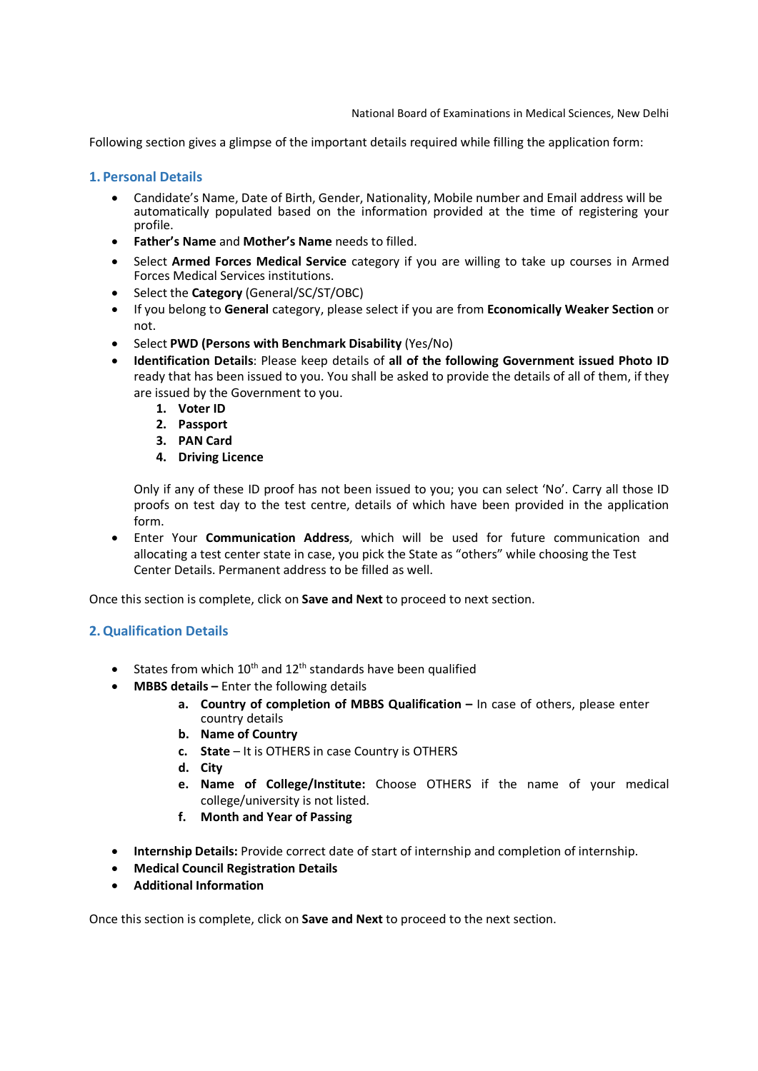Following section gives a glimpse of the important details required while filling the application form:

## 1. Personal Details

- Candidate's Name, Date of Birth, Gender, Nationality, Mobile number and Email address will be automatically populated based on the information provided at the time of registering your profile.
- **Father's Name** and **Mother's Name** needs to filled.
- Select **Armed Forces Medical Service** category if you are willing to take up courses in Armed Forces Medical Services institutions.
- Select the **Category** (General/SC/ST/OBC)
- If you belong to **General** category, please select if you are from **Economically Weaker Section** or not.
- Select **PWD (Persons with Benchmark Disability** (Yes/No)
- **Identification Details**: Please keep details of **all of the following Government issued Photo ID** ready that has been issued to you. You shall be asked to provide the details of all of them, if they are issued by the Government to you.
  1. **Voter ID**
  2. **Passport**
  3. **PAN Card**
  4. **Driving Licence**

  Only if any of these ID proof has not been issued to you; you can select 'No'. Carry all those ID proofs on test day to the test centre, details of which have been provided in the application form.
- Enter Your **Communication Address**, which will be used for future communication and allocating a test center state in case, you pick the State as "others" while choosing the Test Center Details. Permanent address to be filled as well.

Once this section is complete, click on **Save and Next** to proceed to next section.

## 2. Qualification Details

- States from which 10th and 12th standards have been qualified
- **MBBS details –** Enter the following details
  a. **Country of completion of MBBS Qualification –** In case of others, please enter country details
  b. **Name of Country**
  c. **State** – It is OTHERS in case Country is OTHERS
  d. **City**
  e. **Name of College/Institute:** Choose OTHERS if the name of your medical college/university is not listed.
  f. **Month and Year of Passing**
- **Internship Details:** Provide correct date of start of internship and completion of internship.
- **Medical Council Registration Details**
- **Additional Information**

Once this section is complete, click on **Save and Next** to proceed to the next section.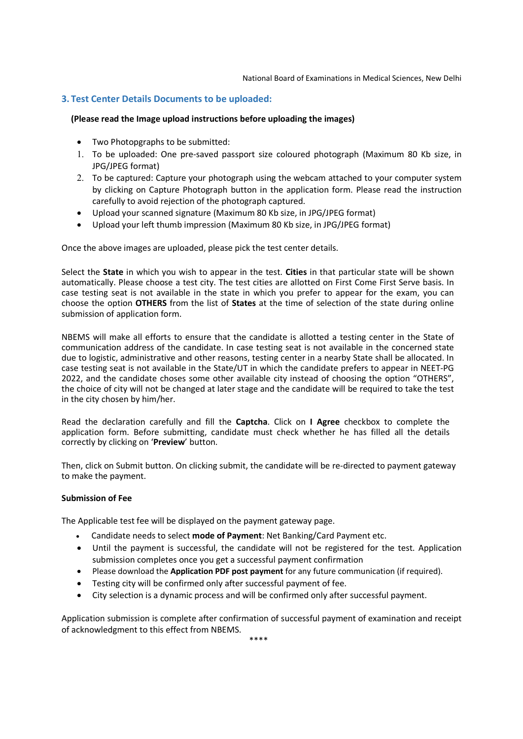## 3. Test Center Details Documents to be uploaded:

**(Please read the Image upload instructions before uploading the images)**

- Two Photopgraphs to be submitted:

1. To be uploaded: One pre-saved passport size coloured photograph (Maximum 80 Kb size, in JPG/JPEG format)
2. To be captured: Capture your photograph using the webcam attached to your computer system by clicking on Capture Photograph button in the application form. Please read the instruction carefully to avoid rejection of the photograph captured.

- Upload your scanned signature (Maximum 80 Kb size, in JPG/JPEG format)
- Upload your left thumb impression (Maximum 80 Kb size, in JPG/JPEG format)

Once the above images are uploaded, please pick the test center details.

Select the **State** in which you wish to appear in the test. **Cities** in that particular state will be shown automatically. Please choose a test city. The test cities are allotted on First Come First Serve basis. In case testing seat is not available in the state in which you prefer to appear for the exam, you can choose the option **OTHERS** from the list of **States** at the time of selection of the state during online submission of application form.

NBEMS will make all efforts to ensure that the candidate is allotted a testing center in the State of communication address of the candidate. In case testing seat is not available in the concerned state due to logistic, administrative and other reasons, testing center in a nearby State shall be allocated. In case testing seat is not available in the State/UT in which the candidate prefers to appear in NEET-PG 2022, and the candidate choses some other available city instead of choosing the option "OTHERS", the choice of city will not be changed at later stage and the candidate will be required to take the test in the city chosen by him/her.

Read the declaration carefully and fill the **Captcha**. Click on **I Agree** checkbox to complete the application form. Before submitting, candidate must check whether he has filled all the details correctly by clicking on '**Preview**' button.

Then, click on Submit button. On clicking submit, the candidate will be re-directed to payment gateway to make the payment.

**Submission of Fee**

The Applicable test fee will be displayed on the payment gateway page.

- Candidate needs to select **mode of Payment**: Net Banking/Card Payment etc.
- Until the payment is successful, the candidate will not be registered for the test. Application submission completes once you get a successful payment confirmation
- Please download the **Application PDF post payment** for any future communication (if required).
- Testing city will be confirmed only after successful payment of fee.
- City selection is a dynamic process and will be confirmed only after successful payment.

Application submission is complete after confirmation of successful payment of examination and receipt of acknowledgment to this effect from NBEMS.

****